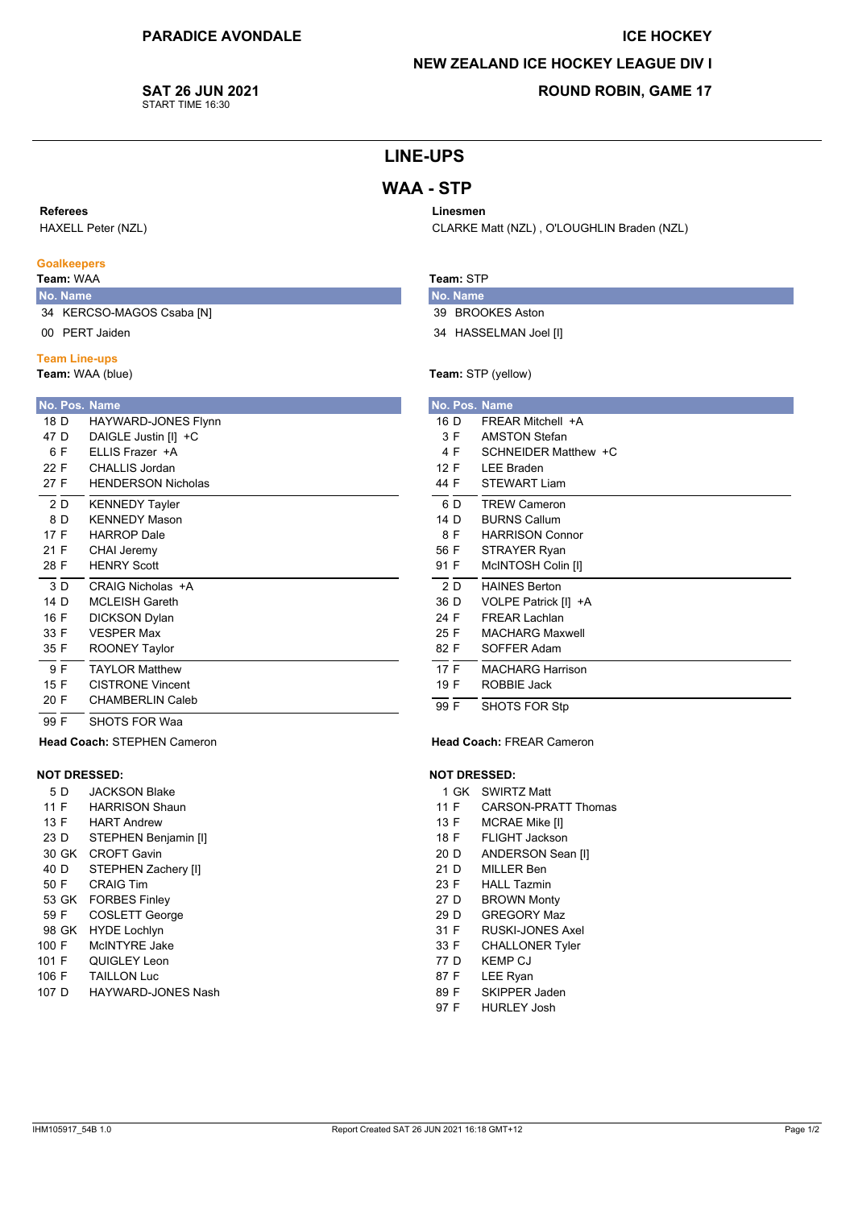**PARADICE AVONDALE**

**SAT 26 JUN 2021**
START TIME 16:30

**ICE HOCKEY**

**NEW ZEALAND ICE HOCKEY LEAGUE DIV I**

**ROUND ROBIN, GAME 17**

# LINE-UPS

## WAA - STP

**Referees**
HAXELL Peter (NZL)

**Linesmen**
CLARKE Matt (NZL) , O'LOUGHLIN Braden (NZL)

### Goalkeepers

**Team:** WAA

| No. | Name |
|---|---|
| 34 | KERCSO-MAGOS Csaba [N] |
| 00 | PERT Jaiden |

**Team:** STP

| No. | Name |
|---|---|
| 39 | BROOKES Aston |
| 34 | HASSELMAN Joel [I] |

### Team Line-ups

**Team:** WAA (blue)

| No. | Pos. | Name |
|---|---|---|
| 18 | D | HAYWARD-JONES Flynn |
| 47 | D | DAIGLE Justin [I] +C |
| 6 | F | ELLIS Frazer +A |
| 22 | F | CHALLIS Jordan |
| 27 | F | HENDERSON Nicholas |
| 2 | D | KENNEDY Tayler |
| 8 | D | KENNEDY Mason |
| 17 | F | HARROP Dale |
| 21 | F | CHAI Jeremy |
| 28 | F | HENRY Scott |
| 3 | D | CRAIG Nicholas +A |
| 14 | D | MCLEISH Gareth |
| 16 | F | DICKSON Dylan |
| 33 | F | VESPER Max |
| 35 | F | ROONEY Taylor |
| 9 | F | TAYLOR Matthew |
| 15 | F | CISTRONE Vincent |
| 20 | F | CHAMBERLIN Caleb |
| 99 | F | SHOTS FOR Waa |

**Head Coach:** STEPHEN Cameron

**Team:** STP (yellow)

| No. | Pos. | Name |
|---|---|---|
| 16 | D | FREAR Mitchell +A |
| 3 | F | AMSTON Stefan |
| 4 | F | SCHNEIDER Matthew +C |
| 12 | F | LEE Braden |
| 44 | F | STEWART Liam |
| 6 | D | TREW Cameron |
| 14 | D | BURNS Callum |
| 8 | F | HARRISON Connor |
| 56 | F | STRAYER Ryan |
| 91 | F | McINTOSH Colin [I] |
| 2 | D | HAINES Berton |
| 36 | D | VOLPE Patrick [I] +A |
| 24 | F | FREAR Lachlan |
| 25 | F | MACHARG Maxwell |
| 82 | F | SOFFER Adam |
| 17 | F | MACHARG Harrison |
| 19 | F | ROBBIE Jack |
| 99 | F | SHOTS FOR Stp |

**Head Coach:** FREAR Cameron

### NOT DRESSED:

**WAA**

| No. | Pos. | Name |
|---|---|---|
| 5 | D | JACKSON Blake |
| 11 | F | HARRISON Shaun |
| 13 | F | HART Andrew |
| 23 | D | STEPHEN Benjamin [I] |
| 30 | GK | CROFT Gavin |
| 40 | D | STEPHEN Zachery [I] |
| 50 | F | CRAIG Tim |
| 53 | GK | FORBES Finley |
| 59 | F | COSLETT George |
| 98 | GK | HYDE Lochlyn |
| 100 | F | McINTYRE Jake |
| 101 | F | QUIGLEY Leon |
| 106 | F | TAILLON Luc |
| 107 | D | HAYWARD-JONES Nash |

**STP**

| No. | Pos. | Name |
|---|---|---|
| 1 | GK | SWIRTZ Matt |
| 11 | F | CARSON-PRATT Thomas |
| 13 | F | MCRAE Mike [I] |
| 18 | F | FLIGHT Jackson |
| 20 | D | ANDERSON Sean [I] |
| 21 | D | MILLER Ben |
| 23 | F | HALL Tazmin |
| 27 | D | BROWN Monty |
| 29 | D | GREGORY Maz |
| 31 | F | RUSKI-JONES Axel |
| 33 | F | CHALLONER Tyler |
| 77 | D | KEMP CJ |
| 87 | F | LEE Ryan |
| 89 | F | SKIPPER Jaden |
| 97 | F | HURLEY Josh |

IHM105917_54B 1.0 | Report Created SAT 26 JUN 2021 16:18 GMT+12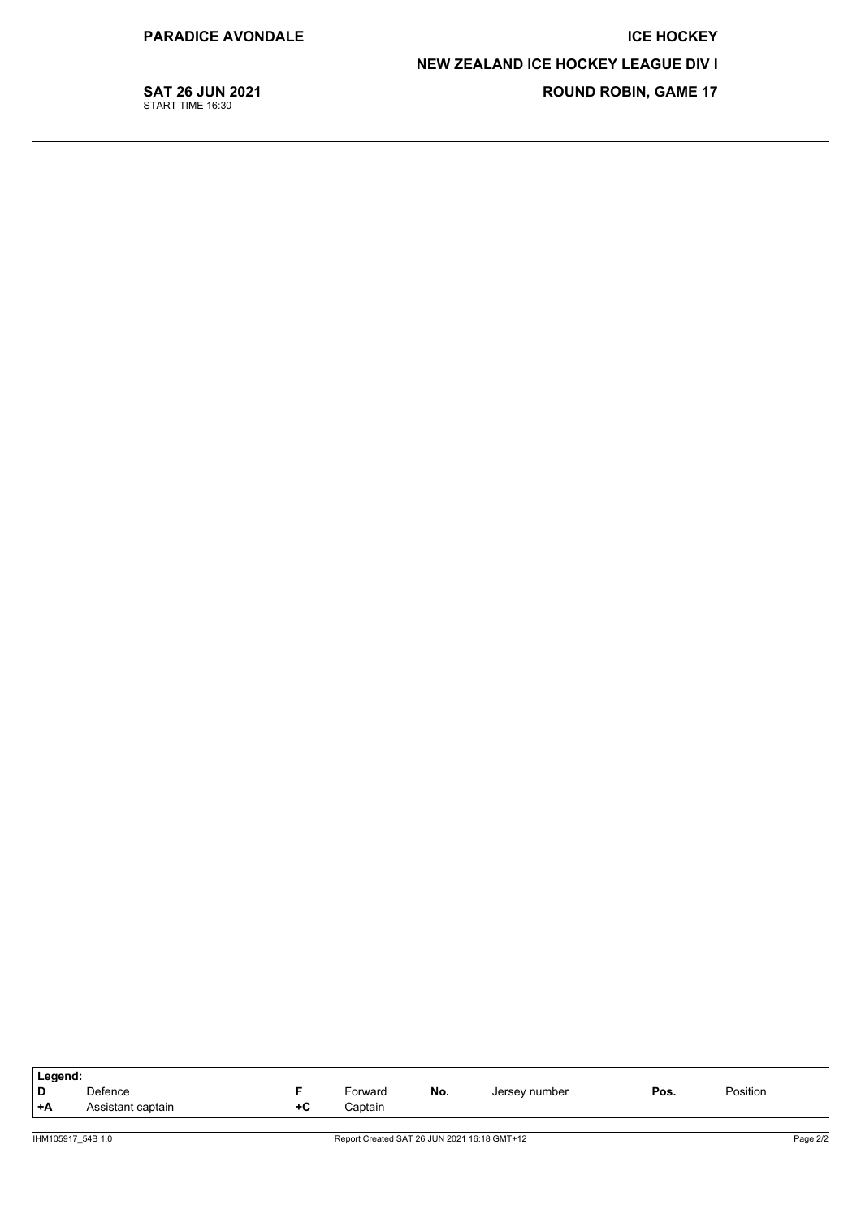**PARADICE AVONDALE**

**SAT 26 JUN 2021**
START TIME 16:30

**ICE HOCKEY**

**NEW ZEALAND ICE HOCKEY LEAGUE DIV I**

**ROUND ROBIN, GAME 17**

| Legend: | | | | | | | |
|---|---|---|---|---|---|---|---|
| **D** | Defence | **F** | Forward | **No.** | Jersey number | **Pos.** | Position |
| **+A** | Assistant captain | **+C** | Captain | | | | |

IHM105917_54B 1.0

Report Created SAT 26 JUN 2021 16:18 GMT+12